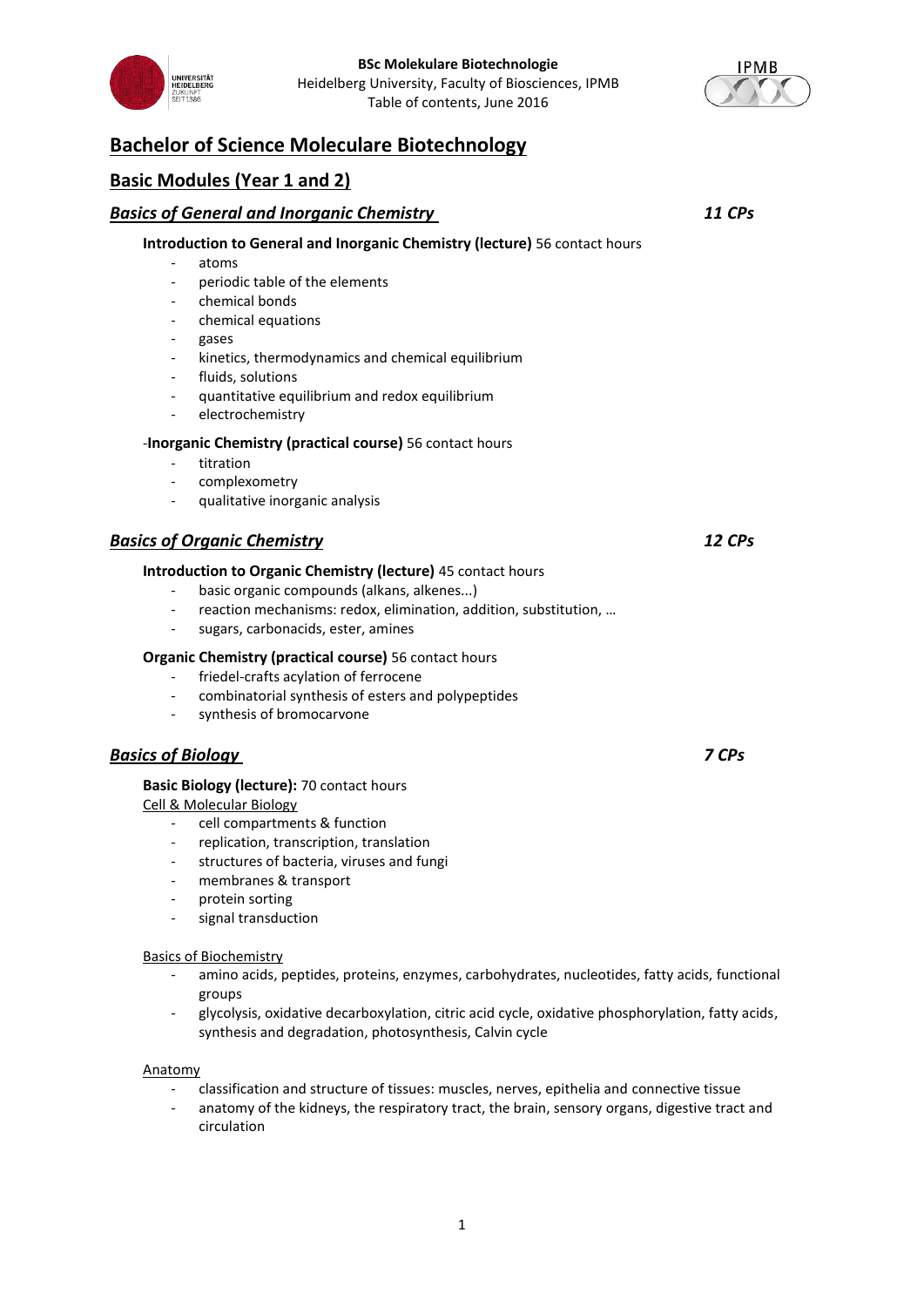# Bachelor of Science Moleculare Biotechnology

## Basic Modules (Year 1 and 2)

### *Basics of General and Inorganic Chemistry* — *11 CPs*

**Introduction to General and Inorganic Chemistry (lecture)** 56 contact hours

- atoms
- periodic table of the elements
- chemical bonds
- chemical equations
- gases
- kinetics, thermodynamics and chemical equilibrium
- fluids, solutions
- quantitative equilibrium and redox equilibrium
- electrochemistry

-**Inorganic Chemistry (practical course)** 56 contact hours

- titration
- complexometry
- qualitative inorganic analysis

### *Basics of Organic Chemistry* — *12 CPs*

**Introduction to Organic Chemistry (lecture)** 45 contact hours

- basic organic compounds (alkans, alkenes...)
- reaction mechanisms: redox, elimination, addition, substitution, …
- sugars, carbonacids, ester, amines

**Organic Chemistry (practical course)** 56 contact hours

- friedel-crafts acylation of ferrocene
- combinatorial synthesis of esters and polypeptides
- synthesis of bromocarvone

### *Basics of Biology* — *7 CPs*

**Basic Biology (lecture):** 70 contact hours

Cell & Molecular Biology

- cell compartments & function
- replication, transcription, translation
- structures of bacteria, viruses and fungi
- membranes & transport
- protein sorting
- signal transduction

Basics of Biochemistry

- amino acids, peptides, proteins, enzymes, carbohydrates, nucleotides, fatty acids, functional groups
- glycolysis, oxidative decarboxylation, citric acid cycle, oxidative phosphorylation, fatty acids, synthesis and degradation, photosynthesis, Calvin cycle

Anatomy

- classification and structure of tissues: muscles, nerves, epithelia and connective tissue
- anatomy of the kidneys, the respiratory tract, the brain, sensory organs, digestive tract and circulation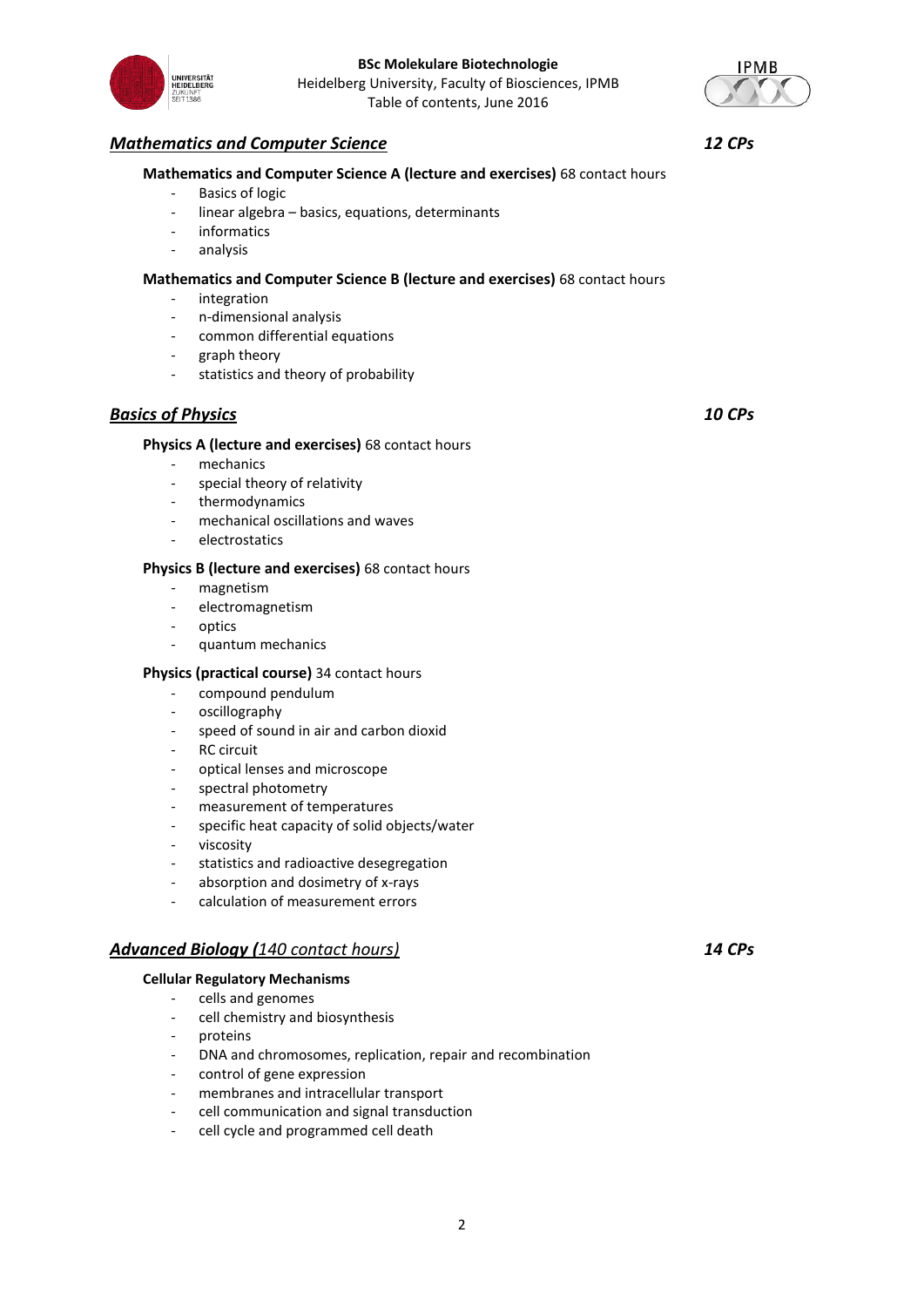## ***Mathematics and Computer Science*** *12 CPs*

**Mathematics and Computer Science A (lecture and exercises)** 68 contact hours

- Basics of logic
- linear algebra – basics, equations, determinants
- informatics
- analysis

**Mathematics and Computer Science B (lecture and exercises)** 68 contact hours

- integration
- n-dimensional analysis
- common differential equations
- graph theory
- statistics and theory of probability

## ***Basics of Physics*** *10 CPs*

**Physics A (lecture and exercises)** 68 contact hours

- mechanics
- special theory of relativity
- thermodynamics
- mechanical oscillations and waves
- electrostatics

**Physics B (lecture and exercises)** 68 contact hours

- magnetism
- electromagnetism
- optics
- quantum mechanics

**Physics (practical course)** 34 contact hours

- compound pendulum
- oscillography
- speed of sound in air and carbon dioxid
- RC circuit
- optical lenses and microscope
- spectral photometry
- measurement of temperatures
- specific heat capacity of solid objects/water
- viscosity
- statistics and radioactive desegregation
- absorption and dosimetry of x-rays
- calculation of measurement errors

## ***Advanced Biology (140 contact hours)*** *14 CPs*

**Cellular Regulatory Mechanisms**

- cells and genomes
- cell chemistry and biosynthesis
- proteins
- DNA and chromosomes, replication, repair and recombination
- control of gene expression
- membranes and intracellular transport
- cell communication and signal transduction
- cell cycle and programmed cell death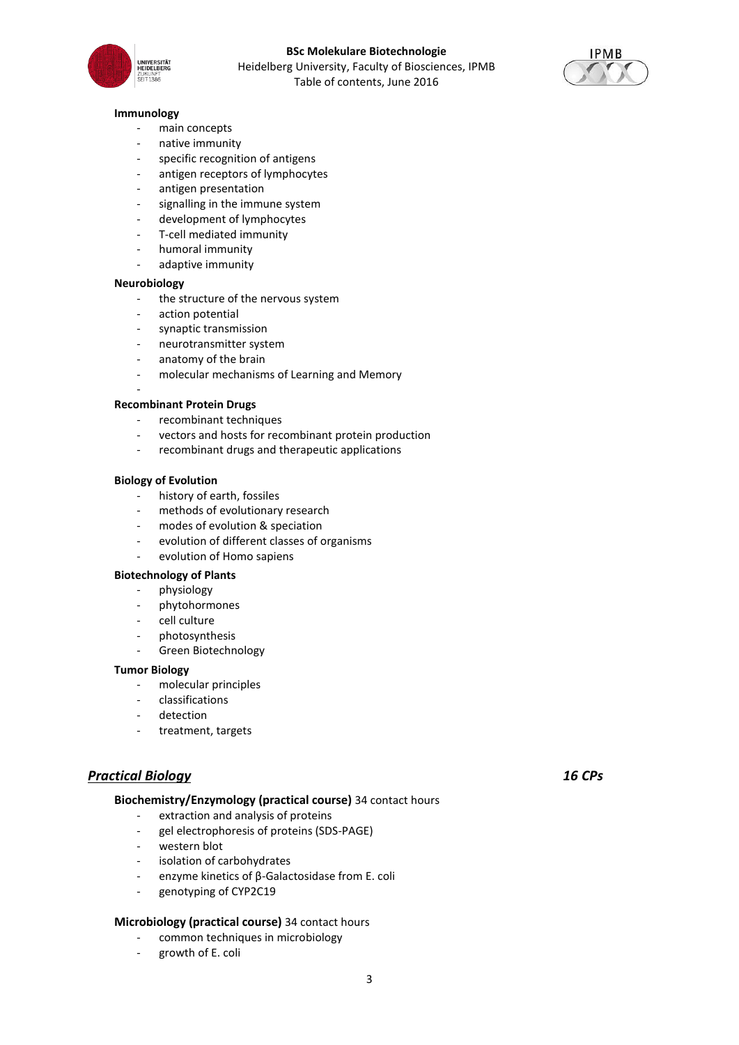**Immunology**

- main concepts
- native immunity
- specific recognition of antigens
- antigen receptors of lymphocytes
- antigen presentation
- signalling in the immune system
- development of lymphocytes
- T-cell mediated immunity
- humoral immunity
- adaptive immunity

**Neurobiology**

- the structure of the nervous system
- action potential
- synaptic transmission
- neurotransmitter system
- anatomy of the brain
- molecular mechanisms of Learning and Memory
-

**Recombinant Protein Drugs**

- recombinant techniques
- vectors and hosts for recombinant protein production
- recombinant drugs and therapeutic applications

**Biology of Evolution**

- history of earth, fossiles
- methods of evolutionary research
- modes of evolution & speciation
- evolution of different classes of organisms
- evolution of Homo sapiens

**Biotechnology of Plants**

- physiology
- phytohormones
- cell culture
- photosynthesis
- Green Biotechnology

**Tumor Biology**

- molecular principles
- classifications
- detection
- treatment, targets

## ***Practical Biology*** *16 CPs*

**Biochemistry/Enzymology (practical course)** 34 contact hours

- extraction and analysis of proteins
- gel electrophoresis of proteins (SDS-PAGE)
- western blot
- isolation of carbohydrates
- enzyme kinetics of β-Galactosidase from E. coli
- genotyping of CYP2C19

**Microbiology (practical course)** 34 contact hours

- common techniques in microbiology
- growth of E. coli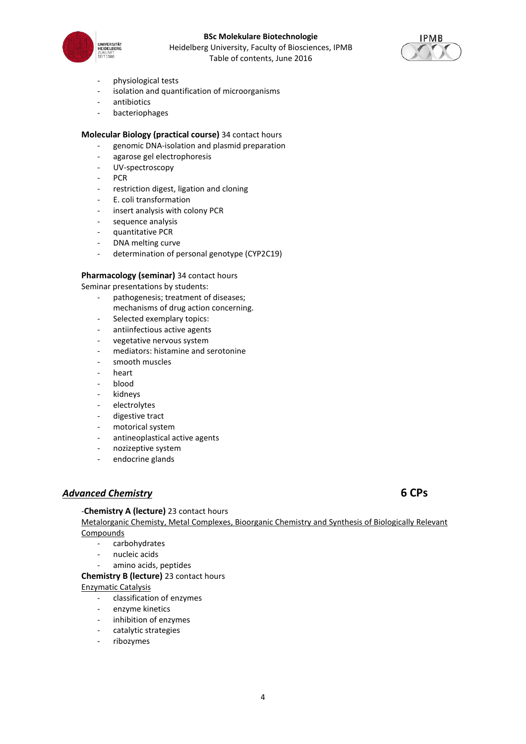- physiological tests
- isolation and quantification of microorganisms
- antibiotics
- bacteriophages

**Molecular Biology (practical course)** 34 contact hours

- genomic DNA-isolation and plasmid preparation
- agarose gel electrophoresis
- UV-spectroscopy
- PCR
- restriction digest, ligation and cloning
- E. coli transformation
- insert analysis with colony PCR
- sequence analysis
- quantitative PCR
- DNA melting curve
- determination of personal genotype (CYP2C19)

**Pharmacology (seminar)** 34 contact hours

Seminar presentations by students:

- pathogenesis; treatment of diseases; mechanisms of drug action concerning.
- Selected exemplary topics:
- antiinfectious active agents
- vegetative nervous system
- mediators: histamine and serotonine
- smooth muscles
- heart
- blood
- kidneys
- electrolytes
- digestive tract
- motorical system
- antineoplastical active agents
- nozizeptive system
- endocrine glands

## ***Advanced Chemistry*** **6 CPs**

-**Chemistry A (lecture)** 23 contact hours

<u>Metalorganic Chemisty, Metal Complexes, Bioorganic Chemistry and Synthesis of Biologically Relevant Compounds</u>

- carbohydrates
- nucleic acids
- amino acids, peptides

**Chemistry B (lecture)** 23 contact hours

<u>Enzymatic Catalysis</u>

- classification of enzymes
- enzyme kinetics
- inhibition of enzymes
- catalytic strategies
- ribozymes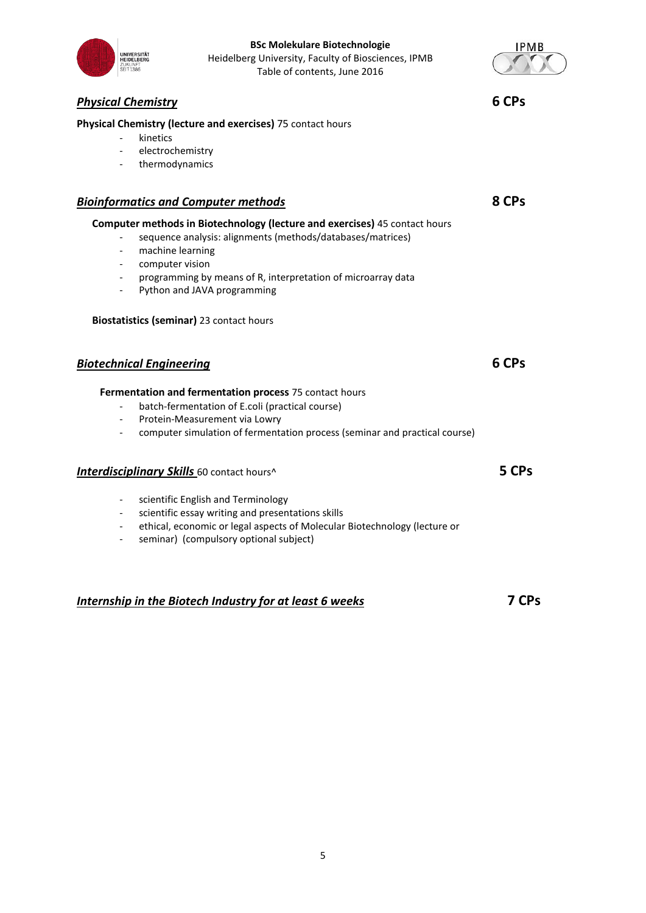## ***Physical Chemistry*** — 6 CPs

**Physical Chemistry (lecture and exercises)** 75 contact hours

- kinetics
- electrochemistry
- thermodynamics

## ***Bioinformatics and Computer methods*** — 8 CPs

**Computer methods in Biotechnology (lecture and exercises)** 45 contact hours

- sequence analysis: alignments (methods/databases/matrices)
- machine learning
- computer vision
- programming by means of R, interpretation of microarray data
- Python and JAVA programming

**Biostatistics (seminar)** 23 contact hours

## ***Biotechnical Engineering*** — 6 CPs

**Fermentation and fermentation process** 75 contact hours

- batch-fermentation of E.coli (practical course)
- Protein-Measurement via Lowry
- computer simulation of fermentation process (seminar and practical course)

## ***Interdisciplinary Skills*** 60 contact hours^ — 5 CPs

- scientific English and Terminology
- scientific essay writing and presentations skills
- ethical, economic or legal aspects of Molecular Biotechnology (lecture or
- seminar) (compulsory optional subject)

## ***Internship in the Biotech Industry for at least 6 weeks*** — 7 CPs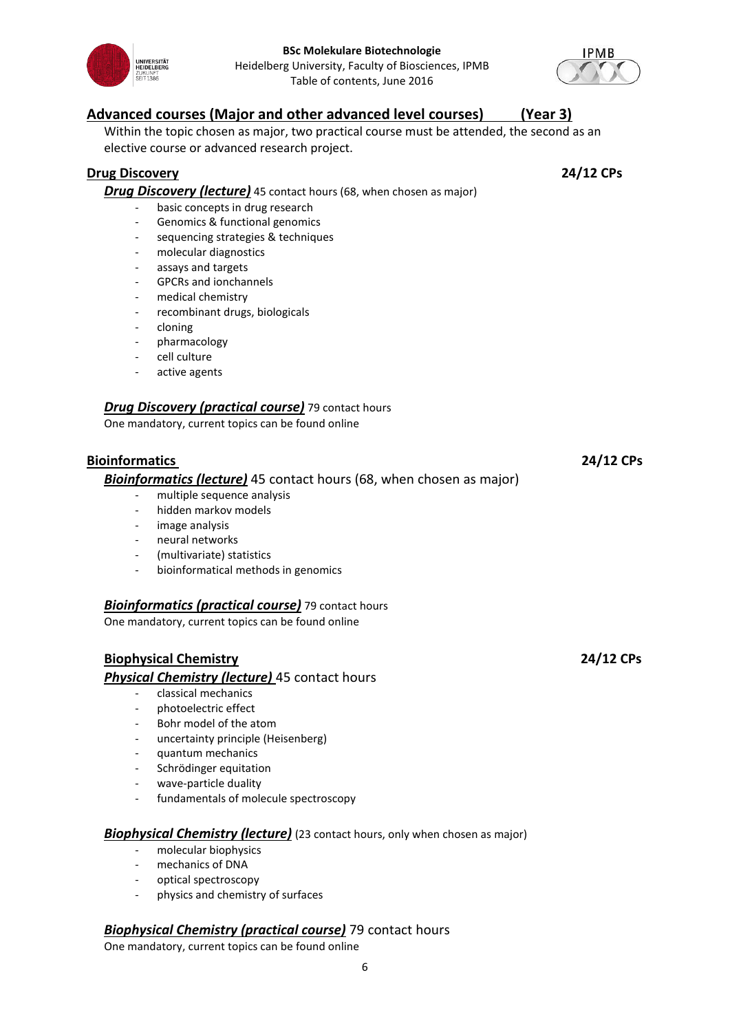## Advanced courses (Major and other advanced level courses) (Year 3)

Within the topic chosen as major, two practical course must be attended, the second as an elective course or advanced research project.

### Drug Discovery — 24/12 CPs

***Drug Discovery (lecture)*** 45 contact hours (68, when chosen as major)

- basic concepts in drug research
- Genomics & functional genomics
- sequencing strategies & techniques
- molecular diagnostics
- assays and targets
- GPCRs and ionchannels
- medical chemistry
- recombinant drugs, biologicals
- cloning
- pharmacology
- cell culture
- active agents

***Drug Discovery (practical course)*** 79 contact hours

One mandatory, current topics can be found online

### Bioinformatics — 24/12 CPs

***Bioinformatics (lecture)*** 45 contact hours (68, when chosen as major)

- multiple sequence analysis
- hidden markov models
- image analysis
- neural networks
- (multivariate) statistics
- bioinformatical methods in genomics

***Bioinformatics (practical course)*** 79 contact hours

One mandatory, current topics can be found online

### Biophysical Chemistry — 24/12 CPs

***Physical Chemistry (lecture)*** 45 contact hours

- classical mechanics
- photoelectric effect
- Bohr model of the atom
- uncertainty principle (Heisenberg)
- quantum mechanics
- Schrödinger equitation
- wave-particle duality
- fundamentals of molecule spectroscopy

***Biophysical Chemistry (lecture)*** (23 contact hours, only when chosen as major)

- molecular biophysics
- mechanics of DNA
- optical spectroscopy
- physics and chemistry of surfaces

***Biophysical Chemistry (practical course)*** 79 contact hours

One mandatory, current topics can be found online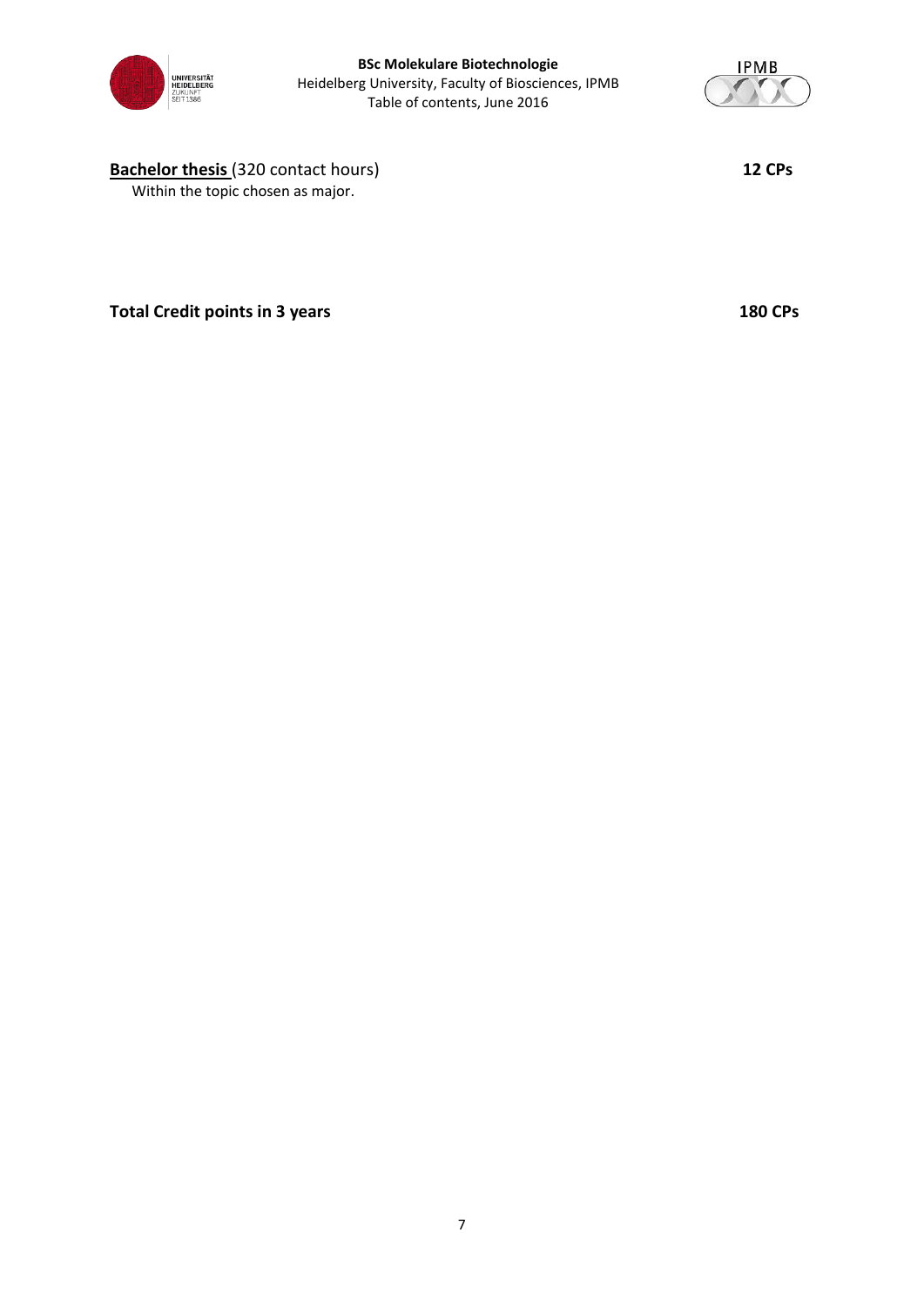**Bachelor thesis** (320 contact hours) **12 CPs**

Within the topic chosen as major.

**Total Credit points in 3 years** **180 CPs**